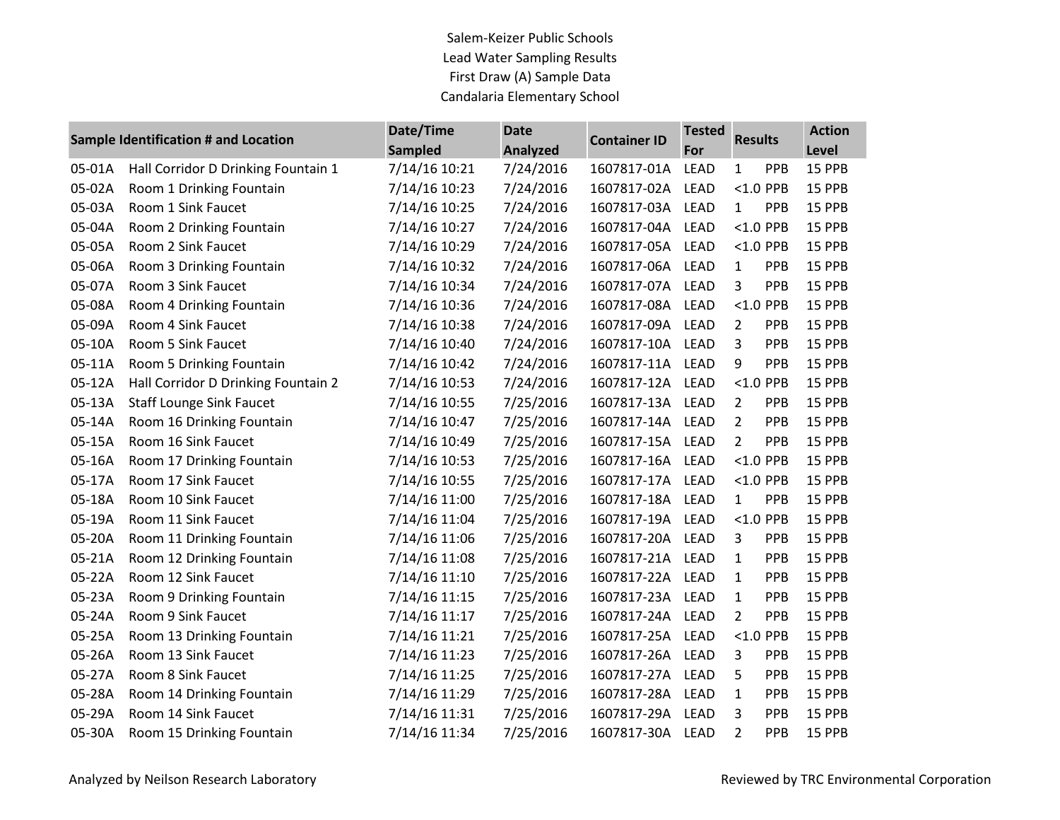Salem-Keizer Public Schools
Lead Water Sampling Results
First Draw (A) Sample Data
Candalaria Elementary School

| Sample Identification # and Location | | Date/Time Sampled | Date Analyzed | Container ID | Tested For | Results | | Action Level |
|---|---|---|---|---|---|---|---|---|
| 05-01A | Hall Corridor D Drinking Fountain 1 | 7/14/16 10:21 | 7/24/2016 | 1607817-01A | LEAD | 1 | PPB | 15 PPB |
| 05-02A | Room 1 Drinking Fountain | 7/14/16 10:23 | 7/24/2016 | 1607817-02A | LEAD | <1.0 | PPB | 15 PPB |
| 05-03A | Room 1 Sink Faucet | 7/14/16 10:25 | 7/24/2016 | 1607817-03A | LEAD | 1 | PPB | 15 PPB |
| 05-04A | Room 2 Drinking Fountain | 7/14/16 10:27 | 7/24/2016 | 1607817-04A | LEAD | <1.0 | PPB | 15 PPB |
| 05-05A | Room 2 Sink Faucet | 7/14/16 10:29 | 7/24/2016 | 1607817-05A | LEAD | <1.0 | PPB | 15 PPB |
| 05-06A | Room 3 Drinking Fountain | 7/14/16 10:32 | 7/24/2016 | 1607817-06A | LEAD | 1 | PPB | 15 PPB |
| 05-07A | Room 3 Sink Faucet | 7/14/16 10:34 | 7/24/2016 | 1607817-07A | LEAD | 3 | PPB | 15 PPB |
| 05-08A | Room 4 Drinking Fountain | 7/14/16 10:36 | 7/24/2016 | 1607817-08A | LEAD | <1.0 | PPB | 15 PPB |
| 05-09A | Room 4 Sink Faucet | 7/14/16 10:38 | 7/24/2016 | 1607817-09A | LEAD | 2 | PPB | 15 PPB |
| 05-10A | Room 5 Sink Faucet | 7/14/16 10:40 | 7/24/2016 | 1607817-10A | LEAD | 3 | PPB | 15 PPB |
| 05-11A | Room 5 Drinking Fountain | 7/14/16 10:42 | 7/24/2016 | 1607817-11A | LEAD | 9 | PPB | 15 PPB |
| 05-12A | Hall Corridor D Drinking Fountain 2 | 7/14/16 10:53 | 7/24/2016 | 1607817-12A | LEAD | <1.0 | PPB | 15 PPB |
| 05-13A | Staff Lounge Sink Faucet | 7/14/16 10:55 | 7/25/2016 | 1607817-13A | LEAD | 2 | PPB | 15 PPB |
| 05-14A | Room 16 Drinking Fountain | 7/14/16 10:47 | 7/25/2016 | 1607817-14A | LEAD | 2 | PPB | 15 PPB |
| 05-15A | Room 16 Sink Faucet | 7/14/16 10:49 | 7/25/2016 | 1607817-15A | LEAD | 2 | PPB | 15 PPB |
| 05-16A | Room 17 Drinking Fountain | 7/14/16 10:53 | 7/25/2016 | 1607817-16A | LEAD | <1.0 | PPB | 15 PPB |
| 05-17A | Room 17 Sink Faucet | 7/14/16 10:55 | 7/25/2016 | 1607817-17A | LEAD | <1.0 | PPB | 15 PPB |
| 05-18A | Room 10 Sink Faucet | 7/14/16 11:00 | 7/25/2016 | 1607817-18A | LEAD | 1 | PPB | 15 PPB |
| 05-19A | Room 11 Sink Faucet | 7/14/16 11:04 | 7/25/2016 | 1607817-19A | LEAD | <1.0 | PPB | 15 PPB |
| 05-20A | Room 11 Drinking Fountain | 7/14/16 11:06 | 7/25/2016 | 1607817-20A | LEAD | 3 | PPB | 15 PPB |
| 05-21A | Room 12 Drinking Fountain | 7/14/16 11:08 | 7/25/2016 | 1607817-21A | LEAD | 1 | PPB | 15 PPB |
| 05-22A | Room 12 Sink Faucet | 7/14/16 11:10 | 7/25/2016 | 1607817-22A | LEAD | 1 | PPB | 15 PPB |
| 05-23A | Room 9 Drinking Fountain | 7/14/16 11:15 | 7/25/2016 | 1607817-23A | LEAD | 1 | PPB | 15 PPB |
| 05-24A | Room 9 Sink Faucet | 7/14/16 11:17 | 7/25/2016 | 1607817-24A | LEAD | 2 | PPB | 15 PPB |
| 05-25A | Room 13 Drinking Fountain | 7/14/16 11:21 | 7/25/2016 | 1607817-25A | LEAD | <1.0 | PPB | 15 PPB |
| 05-26A | Room 13 Sink Faucet | 7/14/16 11:23 | 7/25/2016 | 1607817-26A | LEAD | 3 | PPB | 15 PPB |
| 05-27A | Room 8 Sink Faucet | 7/14/16 11:25 | 7/25/2016 | 1607817-27A | LEAD | 5 | PPB | 15 PPB |
| 05-28A | Room 14 Drinking Fountain | 7/14/16 11:29 | 7/25/2016 | 1607817-28A | LEAD | 1 | PPB | 15 PPB |
| 05-29A | Room 14 Sink Faucet | 7/14/16 11:31 | 7/25/2016 | 1607817-29A | LEAD | 3 | PPB | 15 PPB |
| 05-30A | Room 15 Drinking Fountain | 7/14/16 11:34 | 7/25/2016 | 1607817-30A | LEAD | 2 | PPB | 15 PPB |

Analyzed by Neilson Research Laboratory

Reviewed by TRC Environmental Corporation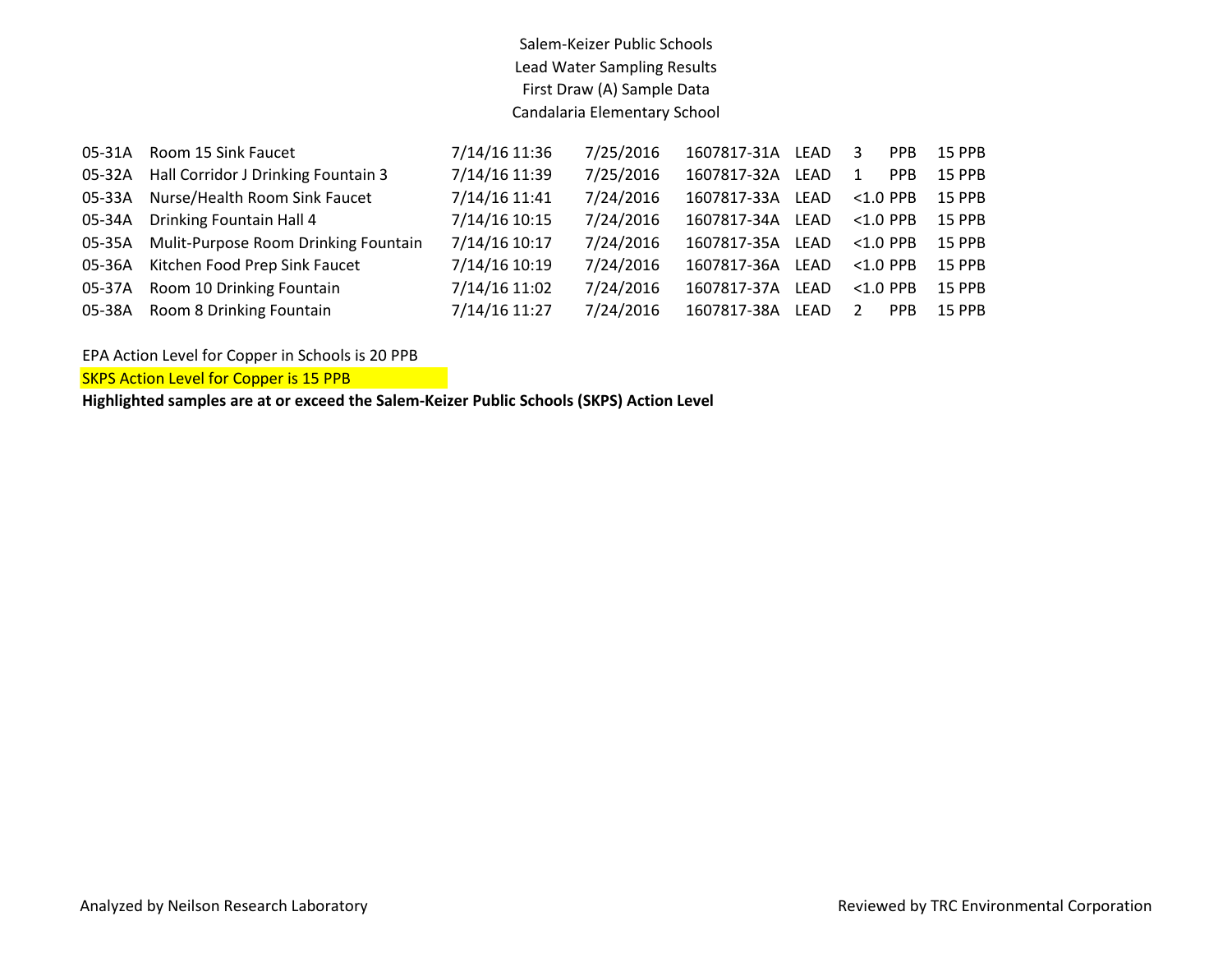Salem-Keizer Public Schools
Lead Water Sampling Results
First Draw (A) Sample Data
Candalaria Elementary School

| | | | | | | | | |
|---|---|---|---|---|---|---|---|---|
| 05-31A | Room 15 Sink Faucet | 7/14/16 11:36 | 7/25/2016 | 1607817-31A | LEAD | 3 | PPB | 15 PPB |
| 05-32A | Hall Corridor J Drinking Fountain 3 | 7/14/16 11:39 | 7/25/2016 | 1607817-32A | LEAD | 1 | PPB | 15 PPB |
| 05-33A | Nurse/Health Room Sink Faucet | 7/14/16 11:41 | 7/24/2016 | 1607817-33A | LEAD | <1.0 | PPB | 15 PPB |
| 05-34A | Drinking Fountain Hall 4 | 7/14/16 10:15 | 7/24/2016 | 1607817-34A | LEAD | <1.0 | PPB | 15 PPB |
| 05-35A | Mulit-Purpose Room Drinking Fountain | 7/14/16 10:17 | 7/24/2016 | 1607817-35A | LEAD | <1.0 | PPB | 15 PPB |
| 05-36A | Kitchen Food Prep Sink Faucet | 7/14/16 10:19 | 7/24/2016 | 1607817-36A | LEAD | <1.0 | PPB | 15 PPB |
| 05-37A | Room 10 Drinking Fountain | 7/14/16 11:02 | 7/24/2016 | 1607817-37A | LEAD | <1.0 | PPB | 15 PPB |
| 05-38A | Room 8 Drinking Fountain | 7/14/16 11:27 | 7/24/2016 | 1607817-38A | LEAD | 2 | PPB | 15 PPB |

EPA Action Level for Copper in Schools is 20 PPB

SKPS Action Level for Copper is 15 PPB

**Highlighted samples are at or exceed the Salem-Keizer Public Schools (SKPS) Action Level**

Analyzed by Neilson Research Laboratory

Reviewed by TRC Environmental Corporation